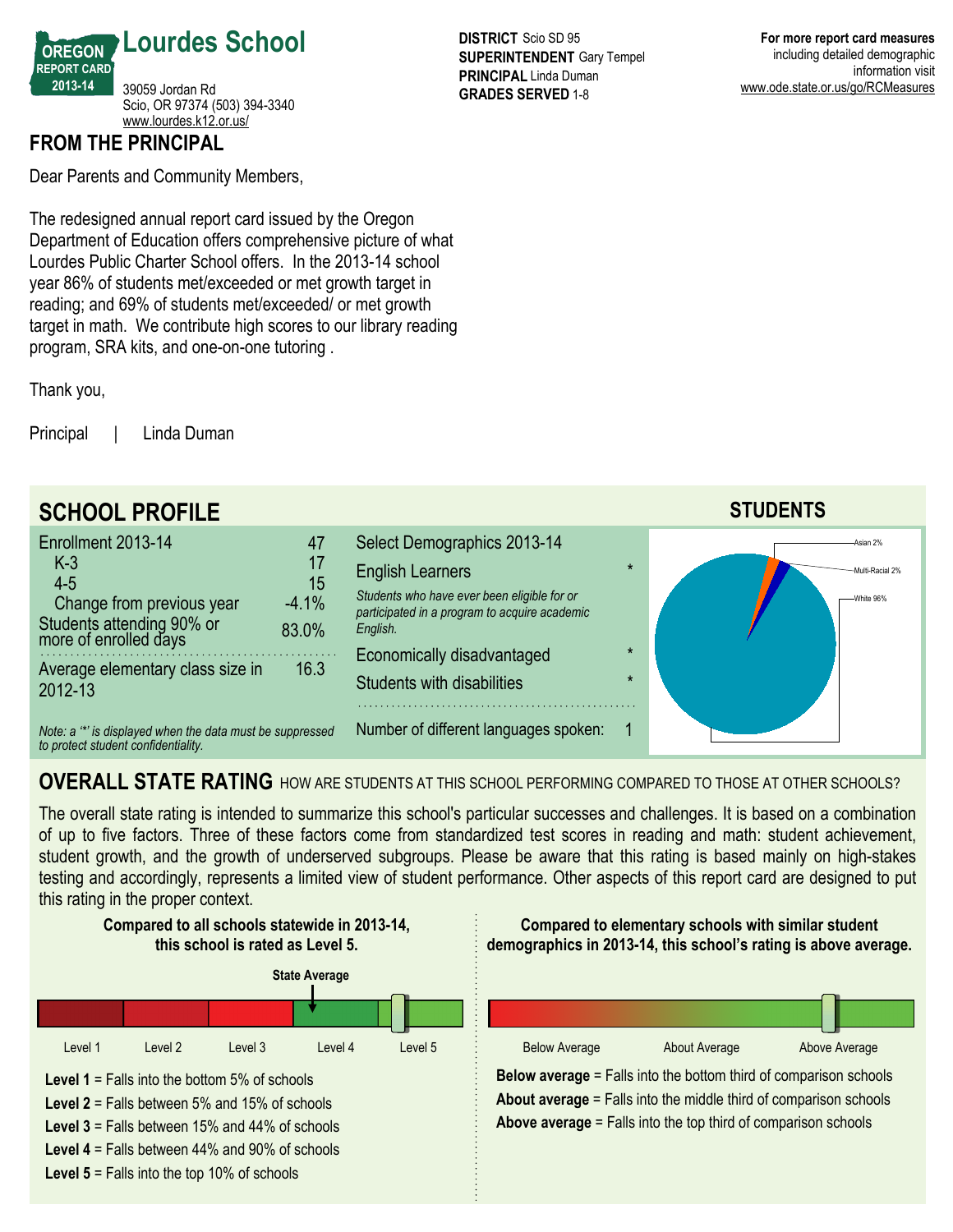OREGON REPORT CARD 2013-14

# Lourdes School

39059 Jordan Rd
Scio, OR 97374 (503) 394-3340
www.lourdes.k12.or.us/

**DISTRICT** Scio SD 95
**SUPERINTENDENT** Gary Tempel
**PRINCIPAL** Linda Duman
**GRADES SERVED** 1-8

**For more report card measures** including detailed demographic information visit www.ode.state.or.us/go/RCMeasures

## FROM THE PRINCIPAL

Dear Parents and Community Members,

The redesigned annual report card issued by the Oregon Department of Education offers comprehensive picture of what Lourdes Public Charter School offers. In the 2013-14 school year 86% of students met/exceeded or met growth target in reading; and 69% of students met/exceeded/ or met growth target in math. We contribute high scores to our library reading program, SRA kits, and one-on-one tutoring .

Thank you,

Principal | Linda Duman

## SCHOOL PROFILE

| | |
|---|---|
| Enrollment 2013-14 | 47 |
| K-3 | 17 |
| 4-5 | 15 |
| Change from previous year | -4.1% |
| Students attending 90% or more of enrolled days | 83.0% |
| Average elementary class size in 2012-13 | 16.3 |

*Note: a '*' is displayed when the data must be suppressed to protect student confidentiality.*

| Select Demographics 2013-14 | |
|---|---|
| English Learners | * |
| *Students who have ever been eligible for or participated in a program to acquire academic English.* | |
| Economically disadvantaged | * |
| Students with disabilities | * |
| Number of different languages spoken: | 1 |

### STUDENTS

Asian 2%
Multi-Racial 2%
White 96%

## OVERALL STATE RATING HOW ARE STUDENTS AT THIS SCHOOL PERFORMING COMPARED TO THOSE AT OTHER SCHOOLS?

The overall state rating is intended to summarize this school's particular successes and challenges. It is based on a combination of up to five factors. Three of these factors come from standardized test scores in reading and math: student achievement, student growth, and the growth of underserved subgroups. Please be aware that this rating is based mainly on high-stakes testing and accordingly, represents a limited view of student performance. Other aspects of this report card are designed to put this rating in the proper context.

**Compared to all schools statewide in 2013-14, this school is rated as Level 5.**

State Average

Level 1 | Level 2 | Level 3 | Level 4 | Level 5

**Level 1** = Falls into the bottom 5% of schools
**Level 2** = Falls between 5% and 15% of schools
**Level 3** = Falls between 15% and 44% of schools
**Level 4** = Falls between 44% and 90% of schools
**Level 5** = Falls into the top 10% of schools

**Compared to elementary schools with similar student demographics in 2013-14, this school's rating is above average.**

Below Average | About Average | Above Average

**Below average** = Falls into the bottom third of comparison schools
**About average** = Falls into the middle third of comparison schools
**Above average** = Falls into the top third of comparison schools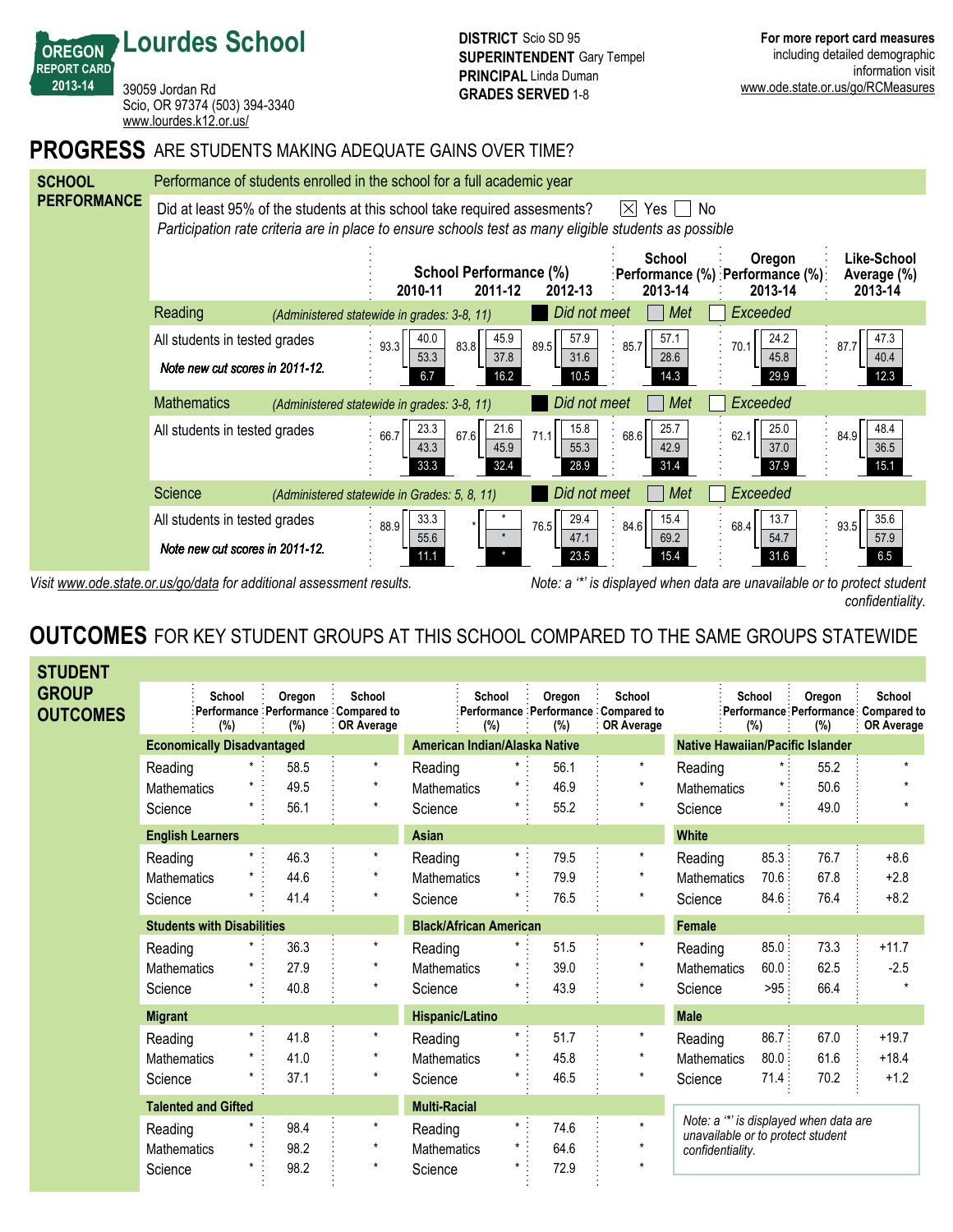# Lourdes School

OREGON REPORT CARD 2013-14

39059 Jordan Rd
Scio, OR 97374 (503) 394-3340
www.lourdes.k12.or.us/

**DISTRICT** Scio SD 95
**SUPERINTENDENT** Gary Tempel
**PRINCIPAL** Linda Duman
**GRADES SERVED** 1-8

**For more report card measures** including detailed demographic information visit www.ode.state.or.us/go/RCMeasures

## PROGRESS ARE STUDENTS MAKING ADEQUATE GAINS OVER TIME?

### SCHOOL PERFORMANCE

Performance of students enrolled in the school for a full academic year

Did at least 95% of the students at this school take required assesments? ☒ Yes ☐ No

*Participation rate criteria are in place to ensure schools test as many eligible students as possible*

| | School Performance (%) 2010-11 | 2011-12 | 2012-13 | School Performance (%) 2013-14 | Oregon Performance (%) 2013-14 | Like-School Average (%) 2013-14 |
|---|---|---|---|---|---|---|
| **Reading** *(Administered statewide in grades: 3-8, 11)* — Exceeded / Met / Did not meet | | | | | | |
| All students in tested grades (*Note new cut scores in 2011-12.*) — Met or exceeded | 93.3 | 83.8 | 89.5 | 85.7 | 70.1 | 87.7 |
| Exceeded | 40.0 | 45.9 | 57.9 | 57.1 | 24.2 | 47.3 |
| Met | 53.3 | 37.8 | 31.6 | 28.6 | 45.8 | 40.4 |
| Did not meet | 6.7 | 16.2 | 10.5 | 14.3 | 29.9 | 12.3 |
| **Mathematics** *(Administered statewide in grades: 3-8, 11)* | | | | | | |
| All students in tested grades — Met or exceeded | 66.7 | 67.6 | 71.1 | 68.6 | 62.1 | 84.9 |
| Exceeded | 23.3 | 21.6 | 15.8 | 25.7 | 25.0 | 48.4 |
| Met | 43.3 | 45.9 | 55.3 | 42.9 | 37.0 | 36.5 |
| Did not meet | 33.3 | 32.4 | 28.9 | 31.4 | 37.9 | 15.1 |
| **Science** *(Administered statewide in Grades: 5, 8, 11)* | | | | | | |
| All students in tested grades (*Note new cut scores in 2011-12.*) — Met or exceeded | 88.9 | * | 76.5 | 84.6 | 68.4 | 93.5 |
| Exceeded | 33.3 | * | 29.4 | 15.4 | 13.7 | 35.6 |
| Met | 55.6 | * | 47.1 | 69.2 | 54.7 | 57.9 |
| Did not meet | 11.1 | * | 23.5 | 15.4 | 31.6 | 6.5 |

*Visit www.ode.state.or.us/go/data for additional assessment results.*

*Note: a '*' is displayed when data are unavailable or to protect student confidentiality.*

## OUTCOMES FOR KEY STUDENT GROUPS AT THIS SCHOOL COMPARED TO THE SAME GROUPS STATEWIDE

### STUDENT GROUP OUTCOMES

| | School Performance (%) | Oregon Performance (%) | School Compared to OR Average |
|---|---|---|---|
| **Economically Disadvantaged** | | | |
| Reading | * | 58.5 | * |
| Mathematics | * | 49.5 | * |
| Science | * | 56.1 | * |
| **English Learners** | | | |
| Reading | * | 46.3 | * |
| Mathematics | * | 44.6 | * |
| Science | * | 41.4 | * |
| **Students with Disabilities** | | | |
| Reading | * | 36.3 | * |
| Mathematics | * | 27.9 | * |
| Science | * | 40.8 | * |
| **Migrant** | | | |
| Reading | * | 41.8 | * |
| Mathematics | * | 41.0 | * |
| Science | * | 37.1 | * |
| **Talented and Gifted** | | | |
| Reading | * | 98.4 | * |
| Mathematics | * | 98.2 | * |
| Science | * | 98.2 | * |
| **American Indian/Alaska Native** | | | |
| Reading | * | 56.1 | * |
| Mathematics | * | 46.9 | * |
| Science | * | 55.2 | * |
| **Asian** | | | |
| Reading | * | 79.5 | * |
| Mathematics | * | 79.9 | * |
| Science | * | 76.5 | * |
| **Black/African American** | | | |
| Reading | * | 51.5 | * |
| Mathematics | * | 39.0 | * |
| Science | * | 43.9 | * |
| **Hispanic/Latino** | | | |
| Reading | * | 51.7 | * |
| Mathematics | * | 45.8 | * |
| Science | * | 46.5 | * |
| **Multi-Racial** | | | |
| Reading | * | 74.6 | * |
| Mathematics | * | 64.6 | * |
| Science | * | 72.9 | * |
| **Native Hawaiian/Pacific Islander** | | | |
| Reading | * | 55.2 | * |
| Mathematics | * | 50.6 | * |
| Science | * | 49.0 | * |
| **White** | | | |
| Reading | 85.3 | 76.7 | +8.6 |
| Mathematics | 70.6 | 67.8 | +2.8 |
| Science | 84.6 | 76.4 | +8.2 |
| **Female** | | | |
| Reading | 85.0 | 73.3 | +11.7 |
| Mathematics | 60.0 | 62.5 | -2.5 |
| Science | >95 | 66.4 | * |
| **Male** | | | |
| Reading | 86.7 | 67.0 | +19.7 |
| Mathematics | 80.0 | 61.6 | +18.4 |
| Science | 71.4 | 70.2 | +1.2 |

*Note: a '*' is displayed when data are unavailable or to protect student confidentiality.*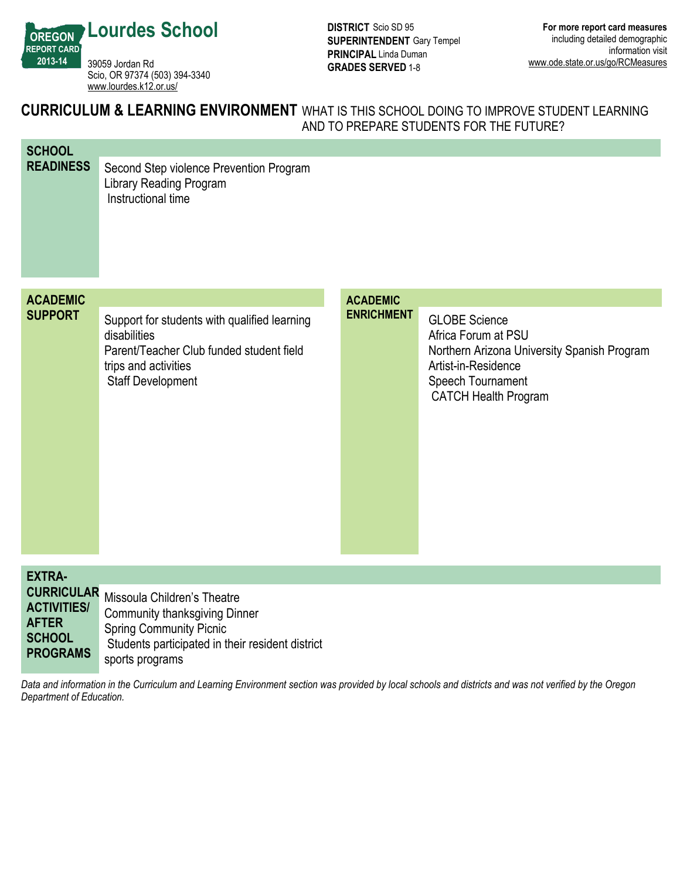# Lourdes School

**OREGON REPORT CARD 2013-14**

39059 Jordan Rd
Scio, OR 97374 (503) 394-3340
www.lourdes.k12.or.us/

**DISTRICT** Scio SD 95
**SUPERINTENDENT** Gary Tempel
**PRINCIPAL** Linda Duman
**GRADES SERVED** 1-8

**For more report card measures** including detailed demographic information visit www.ode.state.or.us/go/RCMeasures

## CURRICULUM & LEARNING ENVIRONMENT WHAT IS THIS SCHOOL DOING TO IMPROVE STUDENT LEARNING AND TO PREPARE STUDENTS FOR THE FUTURE?

### SCHOOL READINESS

Second Step violence Prevention Program
Library Reading Program
Instructional time

### ACADEMIC SUPPORT

Support for students with qualified learning disabilities
Parent/Teacher Club funded student field trips and activities
Staff Development

### ACADEMIC ENRICHMENT

GLOBE Science
Africa Forum at PSU
Northern Arizona University Spanish Program
Artist-in-Residence
Speech Tournament
CATCH Health Program

### EXTRA-CURRICULAR ACTIVITIES/ AFTER SCHOOL PROGRAMS

Missoula Children's Theatre
Community thanksgiving Dinner
Spring Community Picnic
Students participated in their resident district sports programs

*Data and information in the Curriculum and Learning Environment section was provided by local schools and districts and was not verified by the Oregon Department of Education.*